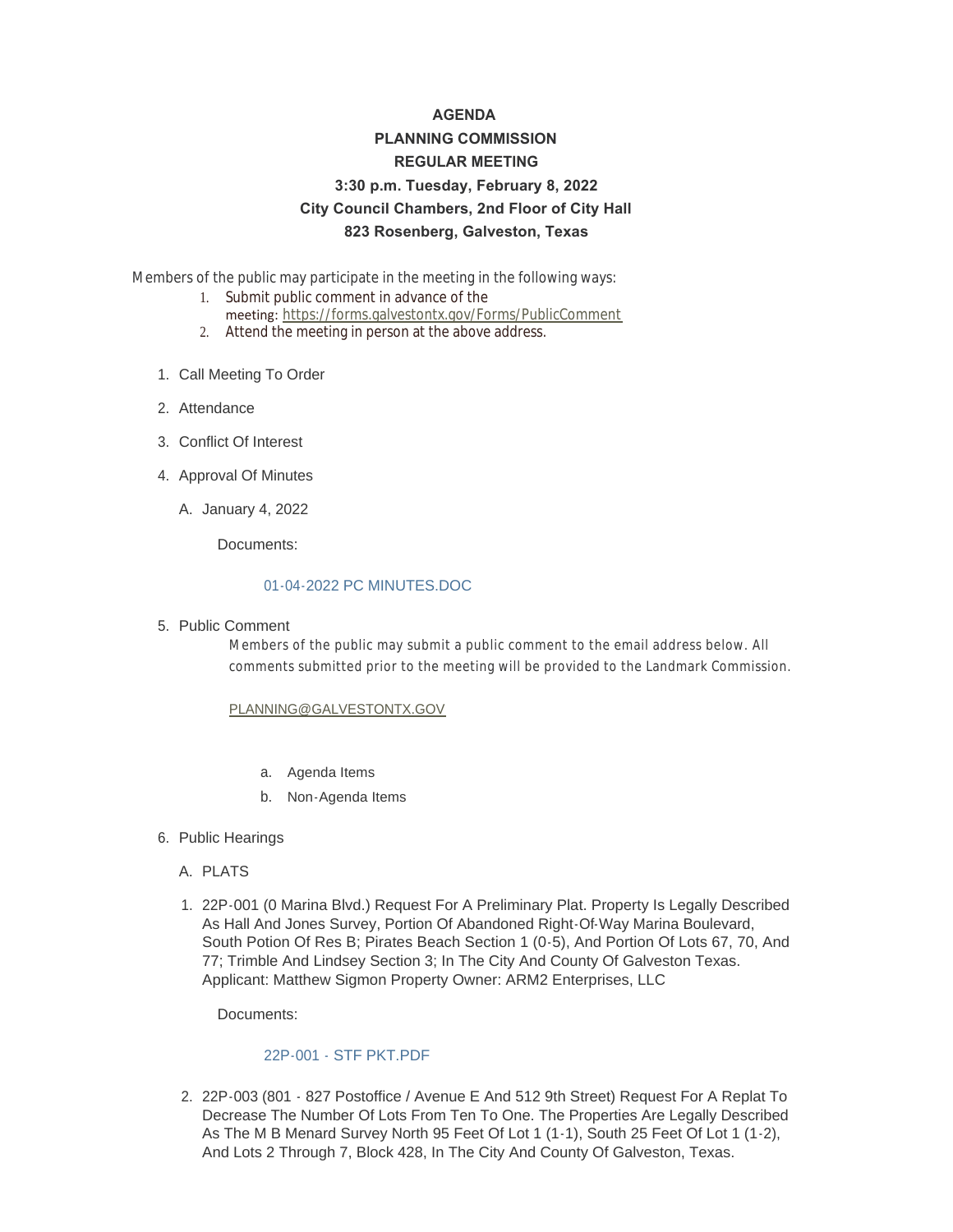**AGENDA**

**PLANNING COMMISSION**

**REGULAR MEETING**

**3:30 p.m. Tuesday, February 8, 2022**

**City Council Chambers, 2nd Floor of City Hall**

**823 Rosenberg, Galveston, Texas**

Members of the public may participate in the meeting in the following ways:

1. Submit public comment in advance of the meeting: https://forms.galvestontx.gov/Forms/PublicComment
2. Attend the meeting in person at the above address.

1. Call Meeting To Order
2. Attendance
3. Conflict Of Interest
4. Approval Of Minutes

   A. January 4, 2022

      Documents:

      01-04-2022 PC MINUTES.DOC

5. Public Comment

   Members of the public may submit a public comment to the email address below. All comments submitted prior to the meeting will be provided to the Landmark Commission.

   PLANNING@GALVESTONTX.GOV

   a. Agenda Items
   b. Non-Agenda Items

6. Public Hearings

   A. PLATS

   1. 22P-001 (0 Marina Blvd.) Request For A Preliminary Plat. Property Is Legally Described As Hall And Jones Survey, Portion Of Abandoned Right-Of-Way Marina Boulevard, South Potion Of Res B; Pirates Beach Section 1 (0-5), And Portion Of Lots 67, 70, And 77; Trimble And Lindsey Section 3; In The City And County Of Galveston Texas. Applicant: Matthew Sigmon Property Owner: ARM2 Enterprises, LLC

      Documents:

      22P-001 - STF PKT.PDF

   2. 22P-003 (801 - 827 Postoffice / Avenue E And 512 9th Street) Request For A Replat To Decrease The Number Of Lots From Ten To One. The Properties Are Legally Described As The M B Menard Survey North 95 Feet Of Lot 1 (1-1), South 25 Feet Of Lot 1 (1-2), And Lots 2 Through 7, Block 428, In The City And County Of Galveston, Texas.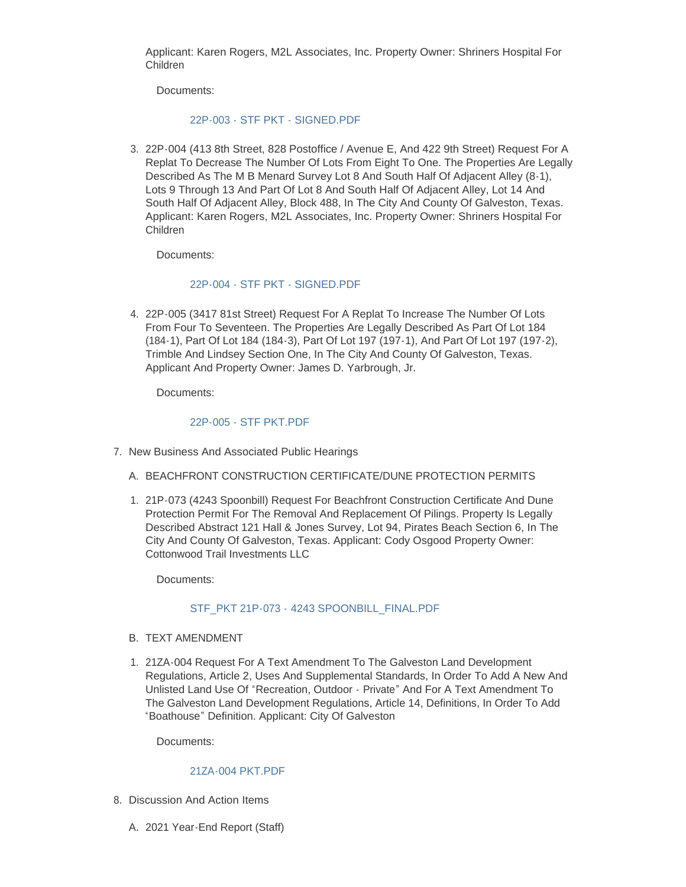Applicant: Karen Rogers, M2L Associates, Inc. Property Owner: Shriners Hospital For Children

Documents:

22P-003 - STF PKT - SIGNED.PDF

3. 22P-004 (413 8th Street, 828 Postoffice / Avenue E, And 422 9th Street) Request For A Replat To Decrease The Number Of Lots From Eight To One. The Properties Are Legally Described As The M B Menard Survey Lot 8 And South Half Of Adjacent Alley (8-1), Lots 9 Through 13 And Part Of Lot 8 And South Half Of Adjacent Alley, Lot 14 And South Half Of Adjacent Alley, Block 488, In The City And County Of Galveston, Texas. Applicant: Karen Rogers, M2L Associates, Inc. Property Owner: Shriners Hospital For Children

   Documents:

   22P-004 - STF PKT - SIGNED.PDF

4. 22P-005 (3417 81st Street) Request For A Replat To Increase The Number Of Lots From Four To Seventeen. The Properties Are Legally Described As Part Of Lot 184 (184-1), Part Of Lot 184 (184-3), Part Of Lot 197 (197-1), And Part Of Lot 197 (197-2), Trimble And Lindsey Section One, In The City And County Of Galveston, Texas. Applicant And Property Owner: James D. Yarbrough, Jr.

   Documents:

   22P-005 - STF PKT.PDF

7. New Business And Associated Public Hearings

   A. BEACHFRONT CONSTRUCTION CERTIFICATE/DUNE PROTECTION PERMITS

   1. 21P-073 (4243 Spoonbill) Request For Beachfront Construction Certificate And Dune Protection Permit For The Removal And Replacement Of Pilings. Property Is Legally Described Abstract 121 Hall & Jones Survey, Lot 94, Pirates Beach Section 6, In The City And County Of Galveston, Texas. Applicant: Cody Osgood Property Owner: Cottonwood Trail Investments LLC

      Documents:

      STF_PKT 21P-073 - 4243 SPOONBILL_FINAL.PDF

   B. TEXT AMENDMENT

   1. 21ZA-004 Request For A Text Amendment To The Galveston Land Development Regulations, Article 2, Uses And Supplemental Standards, In Order To Add A New And Unlisted Land Use Of "Recreation, Outdoor - Private" And For A Text Amendment To The Galveston Land Development Regulations, Article 14, Definitions, In Order To Add "Boathouse" Definition. Applicant: City Of Galveston

      Documents:

      21ZA-004 PKT.PDF

8. Discussion And Action Items

   A. 2021 Year-End Report (Staff)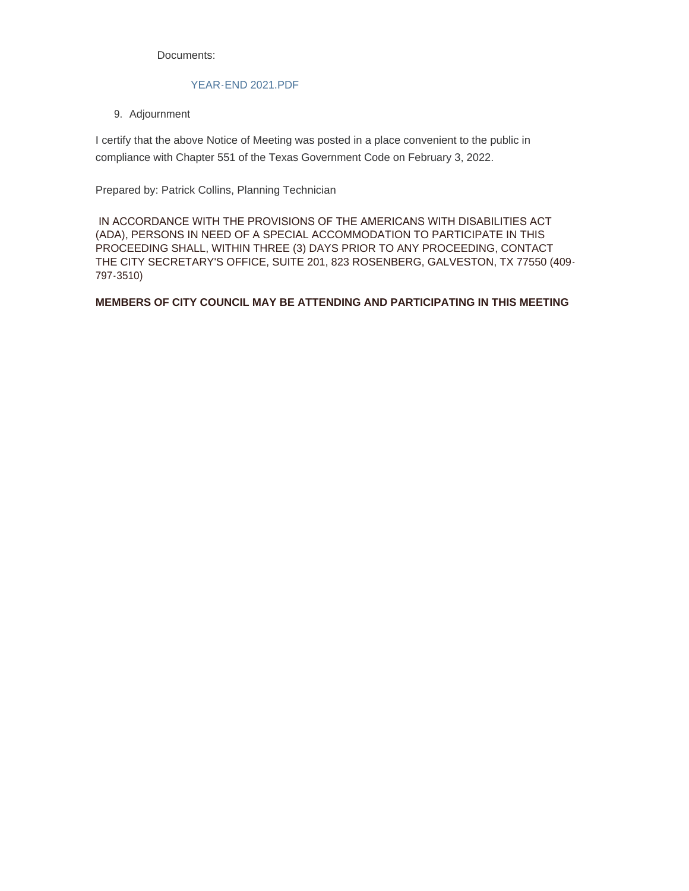Documents:

YEAR-END 2021.PDF

9. Adjournment

I certify that the above Notice of Meeting was posted in a place convenient to the public in compliance with Chapter 551 of the Texas Government Code on February 3, 2022.

Prepared by: Patrick Collins, Planning Technician

IN ACCORDANCE WITH THE PROVISIONS OF THE AMERICANS WITH DISABILITIES ACT (ADA), PERSONS IN NEED OF A SPECIAL ACCOMMODATION TO PARTICIPATE IN THIS PROCEEDING SHALL, WITHIN THREE (3) DAYS PRIOR TO ANY PROCEEDING, CONTACT THE CITY SECRETARY'S OFFICE, SUITE 201, 823 ROSENBERG, GALVESTON, TX 77550 (409-797-3510)

**MEMBERS OF CITY COUNCIL MAY BE ATTENDING AND PARTICIPATING IN THIS MEETING**